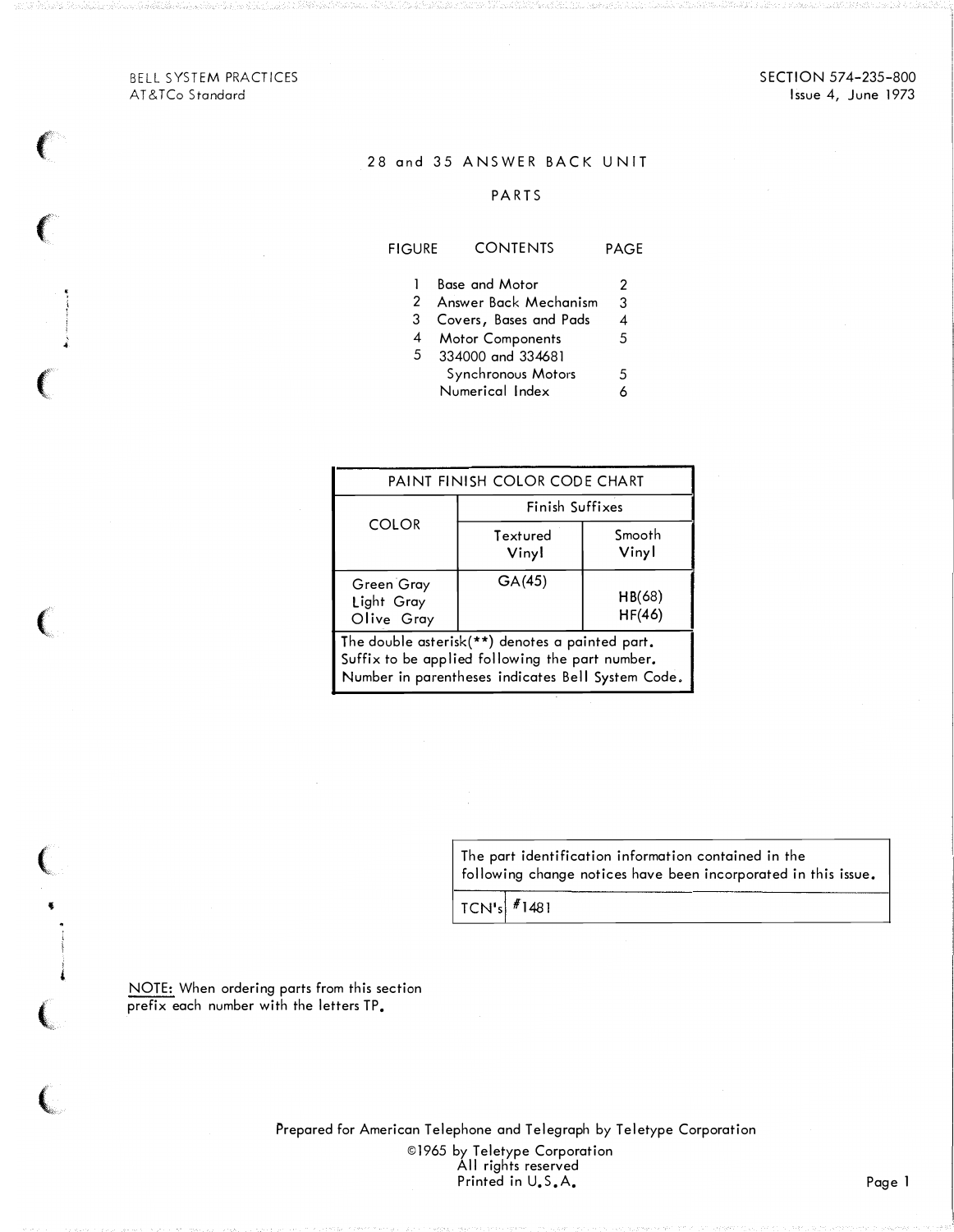BELL SYSTEM PRACTICES
AT&TCo Standard

SECTION 574-235-800
Issue 4, June 1973

# 28 and 35 ANSWER BACK UNIT

## PARTS

| FIGURE | CONTENTS | PAGE |
|---|---|---|
| 1 | Base and Motor | 2 |
| 2 | Answer Back Mechanism | 3 |
| 3 | Covers, Bases and Pads | 4 |
| 4 | Motor Components | 5 |
| 5 | 334000 and 334681 Synchronous Motors | 5 |
| | Numerical Index | 6 |

| PAINT FINISH COLOR CODE CHART | | |
|---|---|---|
| COLOR | Finish Suffixes | |
| | Textured Vinyl | Smooth Vinyl |
| Green Gray | GA(45) | |
| Light Gray | | HB(68) |
| Olive Gray | | HF(46) |
| The double asterisk(**) denotes a painted part. Suffix to be applied following the part number. Number in parentheses indicates Bell System Code. | | |

| The part identification information contained in the following change notices have been incorporated in this issue. | |
|---|---|
| TCN's | #1481 |

NOTE: When ordering parts from this section prefix each number with the letters TP.

Prepared for American Telephone and Telegraph by Teletype Corporation
©1965 by Teletype Corporation
All rights reserved
Printed in U.S.A.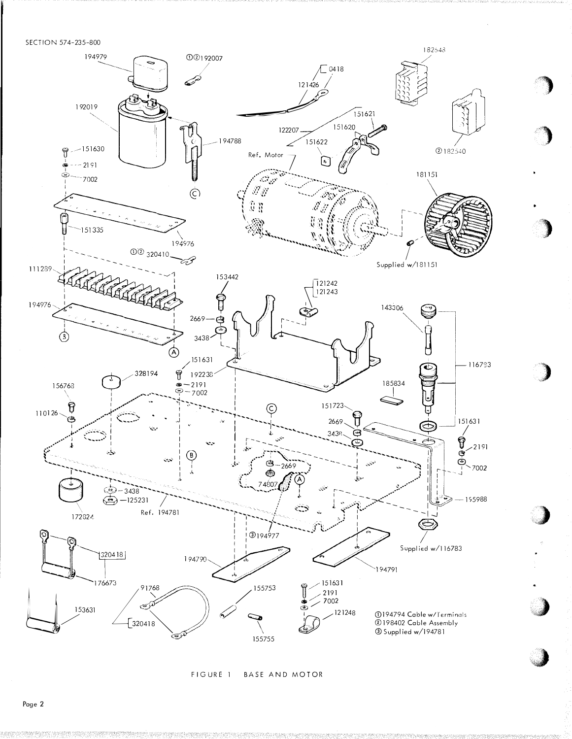①194794 Cable w/Terminals
②198402 Cable Assembly
③ Supplied w/194781

FIGURE 1 BASE AND MOTOR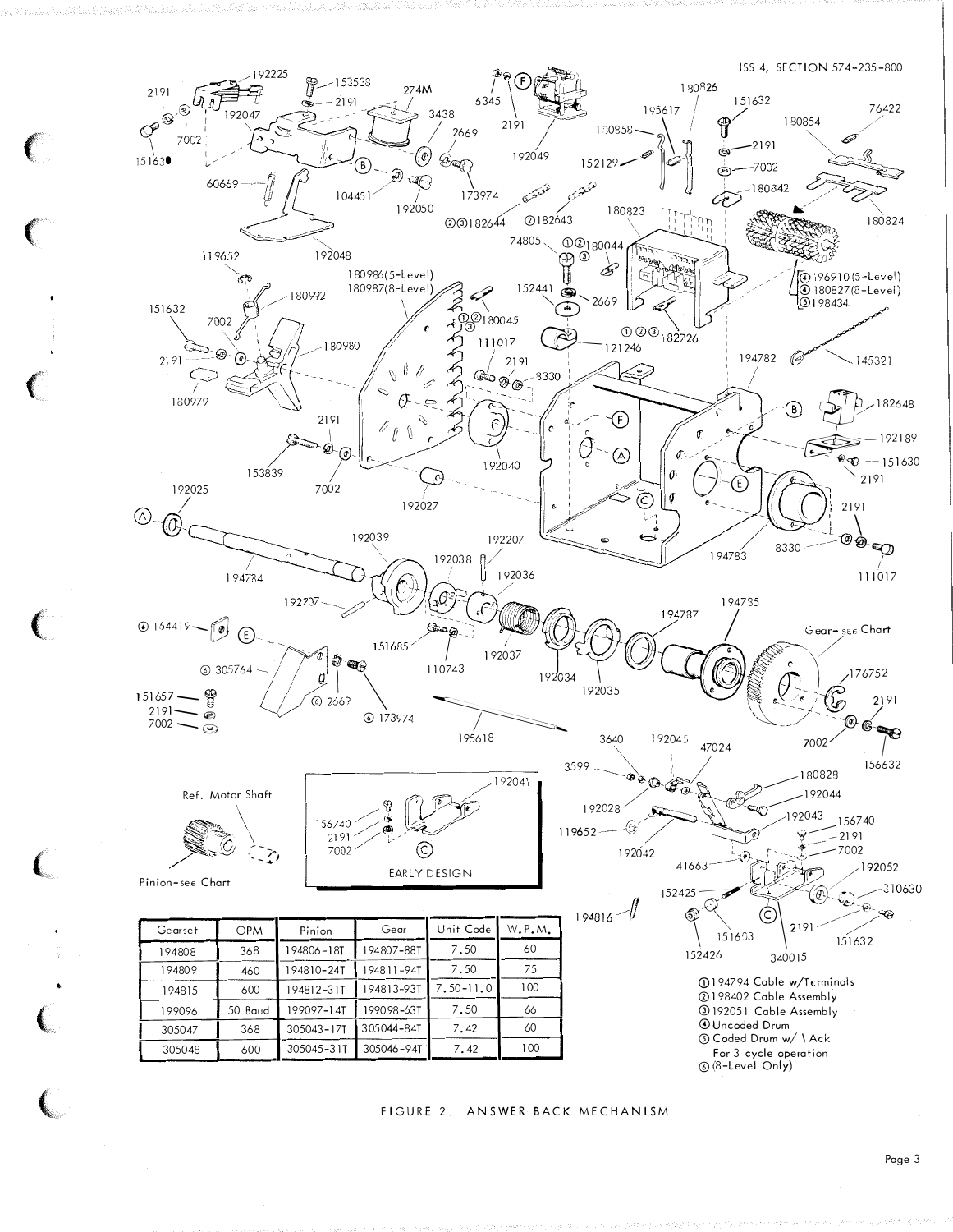| Gearset | OPM | Pinion | Gear | Unit Code | W.P.M. |
|---|---|---|---|---|---|
| 194808 | 368 | 194806-18T | 194807-88T | 7.50 | 60 |
| 194809 | 460 | 194810-24T | 194811-94T | 7.50 | 75 |
| 194815 | 600 | 194812-31T | 194813-93T | 7.50-11.0 | 100 |
| 199096 | 50 Baud | 199097-14T | 199098-63T | 7.50 | 66 |
| 305047 | 368 | 305043-17T | 305044-84T | 7.42 | 60 |
| 305048 | 600 | 305045-31T | 305046-94T | 7.42 | 100 |

① 194794 Cable w/Terminals
② 198402 Cable Assembly
③ 192051 Cable Assembly
④ Uncoded Drum
⑤ Coded Drum w/ \ Ack For 3 cycle operation
⑥ (8-Level Only)

FIGURE 2. ANSWER BACK MECHANISM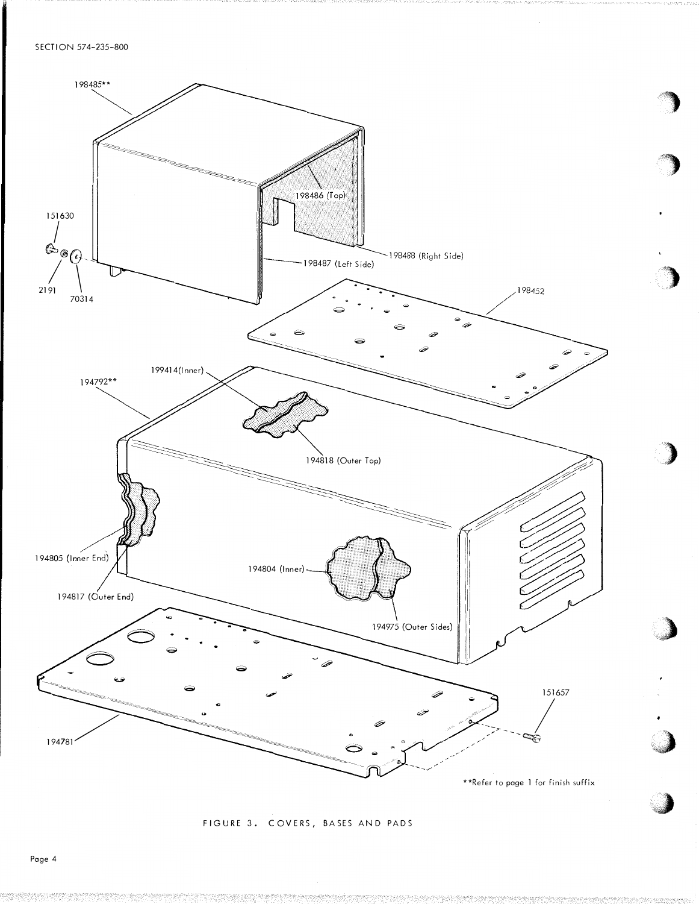198485**

198486 (Top)

151630

198488 (Right Side)

198487 (Left Side)

2191

70314

198452

199414(Inner)

194792**

194818 (Outer Top)

194805 (Inner End)

194804 (Inner)

194817 (Outer End)

194975 (Outer Sides)

151657

194781

**Refer to page 1 for finish suffix

FIGURE 3. COVERS, BASES AND PADS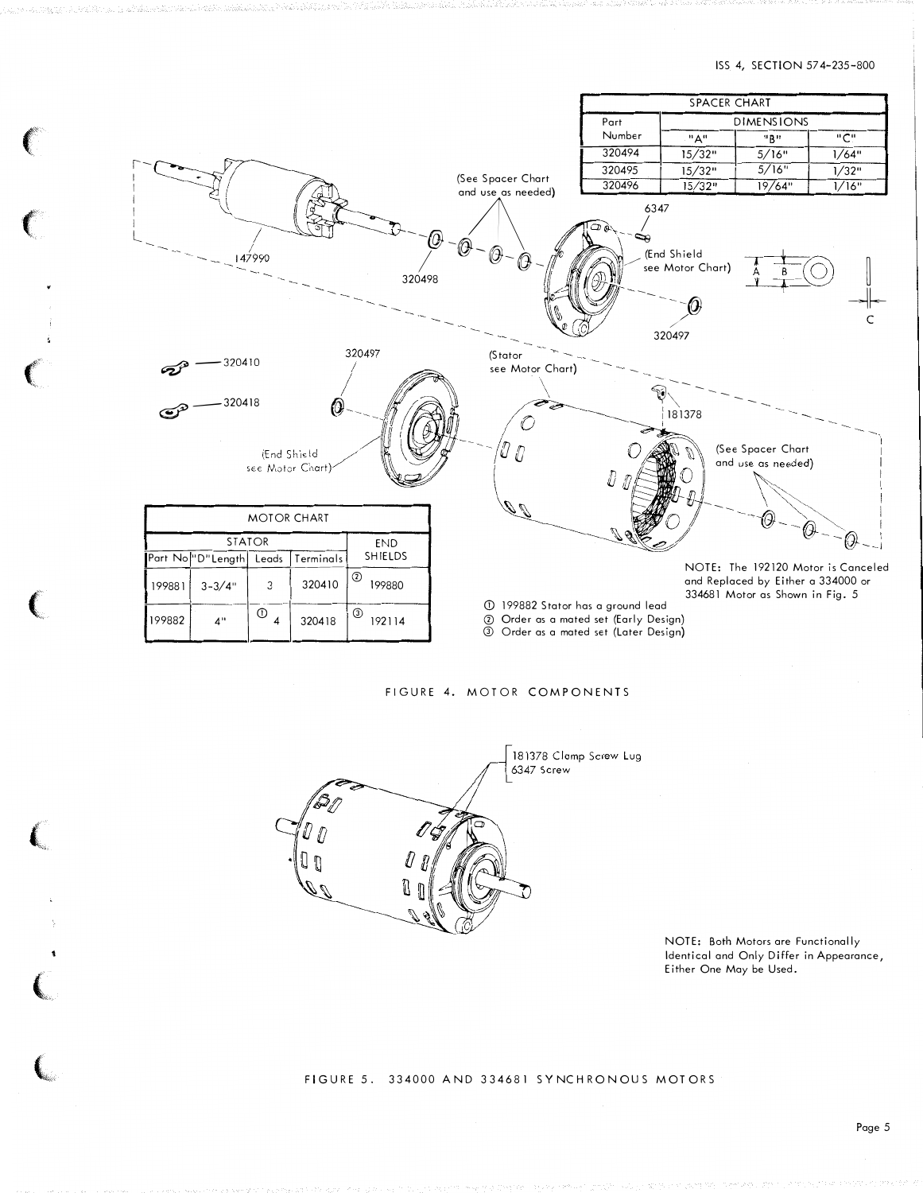| SPACER CHART | | | |
|---|---|---|---|
| Part Number | DIMENSIONS | | |
| | "A" | "B" | "C" |
| 320494 | 15/32" | 5/16" | 1/64" |
| 320495 | 15/32" | 5/16" | 1/32" |
| 320496 | 15/32" | 19/64" | 1/16" |

147990

320498

(See Spacer Chart and use as needed)

6347

(End Shield see Motor Chart)

320497

320410

320418

320497

(Stator see Motor Chart)

181378

(End Shield see Motor Chart)

(See Spacer Chart and use as needed)

| MOTOR CHART | | | | |
|---|---|---|---|---|
| STATOR | | | | END SHIELDS |
| Part No | "D" Length | Leads | Terminals | |
| 199881 | 3-3/4" | 3 | 320410 | ② 199880 |
| 199882 | 4" | ① 4 | 320418 | ③ 192114 |

① 199882 Stator has a ground lead
② Order as a mated set (Early Design)
③ Order as a mated set (Later Design)

NOTE: The 192120 Motor is Canceled and Replaced by Either a 334000 or 334681 Motor as Shown in Fig. 5

FIGURE 4. MOTOR COMPONENTS

181378 Clamp Screw Lug
6347 Screw

NOTE: Both Motors are Functionally Identical and Only Differ in Appearance, Either One May be Used.

FIGURE 5. 334000 AND 334681 SYNCHRONOUS MOTORS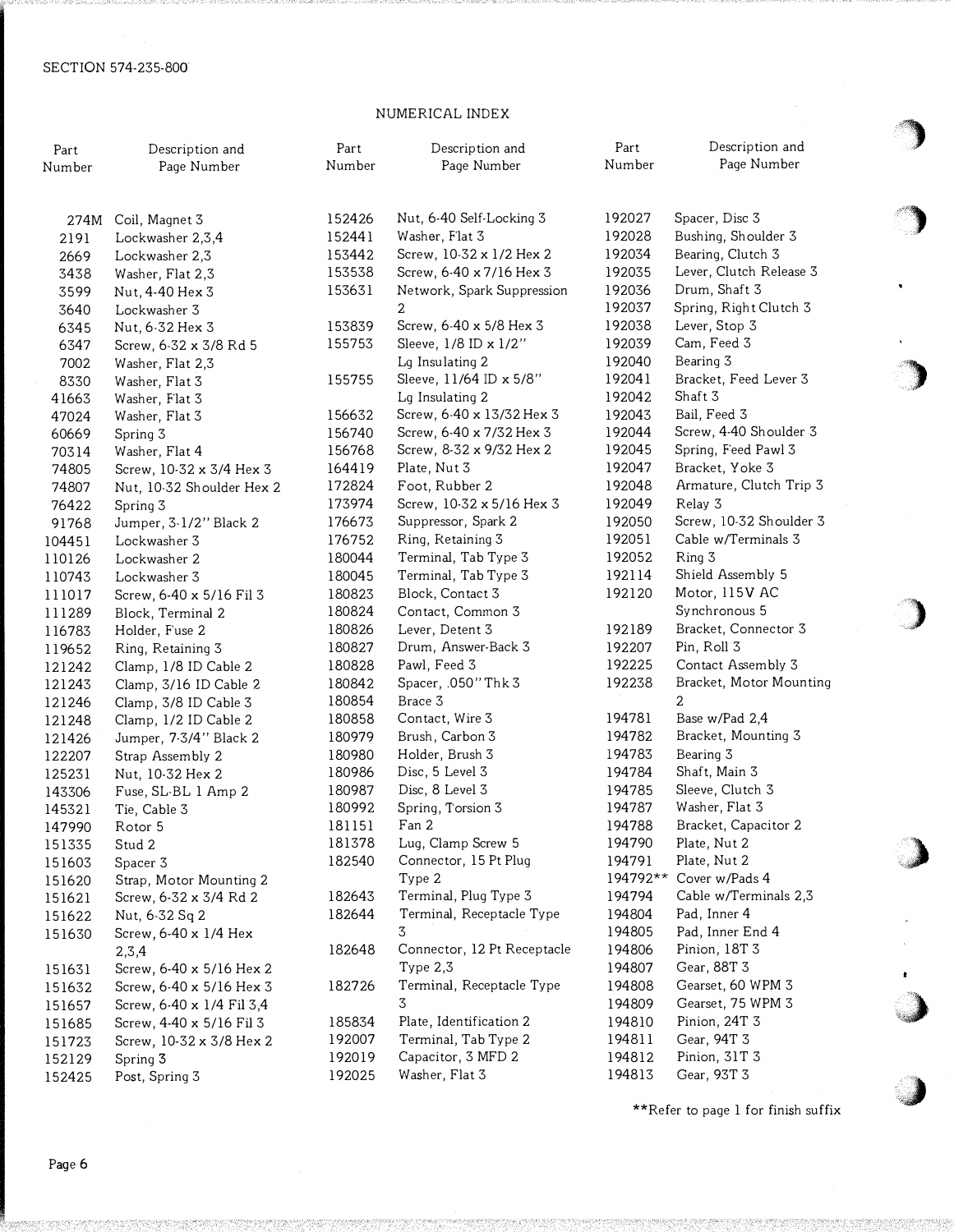## NUMERICAL INDEX

| Part Number | Description and Page Number | Part Number | Description and Page Number | Part Number | Description and Page Number |
|---|---|---|---|---|---|
| 274M | Coil, Magnet 3 | 152426 | Nut, 6-40 Self-Locking 3 | 192027 | Spacer, Disc 3 |
| 2191 | Lockwasher 2,3,4 | 152441 | Washer, Flat 3 | 192028 | Bushing, Shoulder 3 |
| 2669 | Lockwasher 2,3 | 153442 | Screw, 10-32 x 1/2 Hex 2 | 192034 | Bearing, Clutch 3 |
| 3438 | Washer, Flat 2,3 | 153538 | Screw, 6-40 x 7/16 Hex 3 | 192035 | Lever, Clutch Release 3 |
| 3599 | Nut, 4-40 Hex 3 | 153631 | Network, Spark Suppression 2 | 192036 | Drum, Shaft 3 |
| 3640 | Lockwasher 3 | | | 192037 | Spring, Right Clutch 3 |
| 6345 | Nut, 6-32 Hex 3 | 153839 | Screw, 6-40 x 5/8 Hex 3 | 192038 | Lever, Stop 3 |
| 6347 | Screw, 6-32 x 3/8 Rd 5 | 155753 | Sleeve, 1/8 ID x 1/2" Lg Insulating 2 | 192039 | Cam, Feed 3 |
| 7002 | Washer, Flat 2,3 | | | 192040 | Bearing 3 |
| 8330 | Washer, Flat 3 | 155755 | Sleeve, 11/64 ID x 5/8" Lg Insulating 2 | 192041 | Bracket, Feed Lever 3 |
| 41663 | Washer, Flat 3 | | | 192042 | Shaft 3 |
| 47024 | Washer, Flat 3 | 156632 | Screw, 6-40 x 13/32 Hex 3 | 192043 | Bail, Feed 3 |
| 60669 | Spring 3 | 156740 | Screw, 6-40 x 7/32 Hex 3 | 192044 | Screw, 4-40 Shoulder 3 |
| 70314 | Washer, Flat 4 | 156768 | Screw, 8-32 x 9/32 Hex 2 | 192045 | Spring, Feed Pawl 3 |
| 74805 | Screw, 10-32 x 3/4 Hex 3 | 164419 | Plate, Nut 3 | 192047 | Bracket, Yoke 3 |
| 74807 | Nut, 10-32 Shoulder Hex 2 | 172824 | Foot, Rubber 2 | 192048 | Armature, Clutch Trip 3 |
| 76422 | Spring 3 | 173974 | Screw, 10-32 x 5/16 Hex 3 | 192049 | Relay 3 |
| 91768 | Jumper, 3-1/2" Black 2 | 176673 | Suppressor, Spark 2 | 192050 | Screw, 10-32 Shoulder 3 |
| 104451 | Lockwasher 3 | 176752 | Ring, Retaining 3 | 192051 | Cable w/Terminals 3 |
| 110126 | Lockwasher 2 | 180044 | Terminal, Tab Type 3 | 192052 | Ring 3 |
| 110743 | Lockwasher 3 | 180045 | Terminal, Tab Type 3 | 192114 | Shield Assembly 5 |
| 111017 | Screw, 6-40 x 5/16 Fil 3 | 180823 | Block, Contact 3 | 192120 | Motor, 115V AC Synchronous 5 |
| 111289 | Block, Terminal 2 | 180824 | Contact, Common 3 | | |
| 116783 | Holder, Fuse 2 | 180826 | Lever, Detent 3 | 192189 | Bracket, Connector 3 |
| 119652 | Ring, Retaining 3 | 180827 | Drum, Answer-Back 3 | 192207 | Pin, Roll 3 |
| 121242 | Clamp, 1/8 ID Cable 2 | 180828 | Pawl, Feed 3 | 192225 | Contact Assembly 3 |
| 121243 | Clamp, 3/16 ID Cable 2 | 180842 | Spacer, .050" Thk 3 | 192238 | Bracket, Motor Mounting 2 |
| 121246 | Clamp, 3/8 ID Cable 3 | 180854 | Brace 3 | | |
| 121248 | Clamp, 1/2 ID Cable 2 | 180858 | Contact, Wire 3 | 194781 | Base w/Pad 2,4 |
| 121426 | Jumper, 7-3/4" Black 2 | 180979 | Brush, Carbon 3 | 194782 | Bracket, Mounting 3 |
| 122207 | Strap Assembly 2 | 180980 | Holder, Brush 3 | 194783 | Bearing 3 |
| 125231 | Nut, 10-32 Hex 2 | 180986 | Disc, 5 Level 3 | 194784 | Shaft, Main 3 |
| 143306 | Fuse, SL-BL 1 Amp 2 | 180987 | Disc, 8 Level 3 | 194785 | Sleeve, Clutch 3 |
| 145321 | Tie, Cable 3 | 180992 | Spring, Torsion 3 | 194787 | Washer, Flat 3 |
| 147990 | Rotor 5 | 181151 | Fan 2 | 194788 | Bracket, Capacitor 2 |
| 151335 | Stud 2 | 181378 | Lug, Clamp Screw 5 | 194790 | Plate, Nut 2 |
| 151603 | Spacer 3 | 182540 | Connector, 15 Pt Plug Type 2 | 194791 | Plate, Nut 2 |
| 151620 | Strap, Motor Mounting 2 | | | 194792** | Cover w/Pads 4 |
| 151621 | Screw, 6-32 x 3/4 Rd 2 | 182643 | Terminal, Plug Type 3 | 194794 | Cable w/Terminals 2,3 |
| 151622 | Nut, 6-32 Sq 2 | 182644 | Terminal, Receptacle Type 3 | 194804 | Pad, Inner 4 |
| 151630 | Screw, 6-40 x 1/4 Hex 2,3,4 | | | 194805 | Pad, Inner End 4 |
| | | 182648 | Connector, 12 Pt Receptacle Type 2,3 | 194806 | Pinion, 18T 3 |
| 151631 | Screw, 6-40 x 5/16 Hex 2 | | | 194807 | Gear, 88T 3 |
| 151632 | Screw, 6-40 x 5/16 Hex 3 | 182726 | Terminal, Receptacle Type 3 | 194808 | Gearset, 60 WPM 3 |
| 151657 | Screw, 6-40 x 1/4 Fil 3,4 | | | 194809 | Gearset, 75 WPM 3 |
| 151685 | Screw, 4-40 x 5/16 Fil 3 | 185834 | Plate, Identification 2 | 194810 | Pinion, 24T 3 |
| 151723 | Screw, 10-32 x 3/8 Hex 2 | 192007 | Terminal, Tab Type 2 | 194811 | Gear, 94T 3 |
| 152129 | Spring 3 | 192019 | Capacitor, 3 MFD 2 | 194812 | Pinion, 31T 3 |
| 152425 | Post, Spring 3 | 192025 | Washer, Flat 3 | 194813 | Gear, 93T 3 |

**Refer to page 1 for finish suffix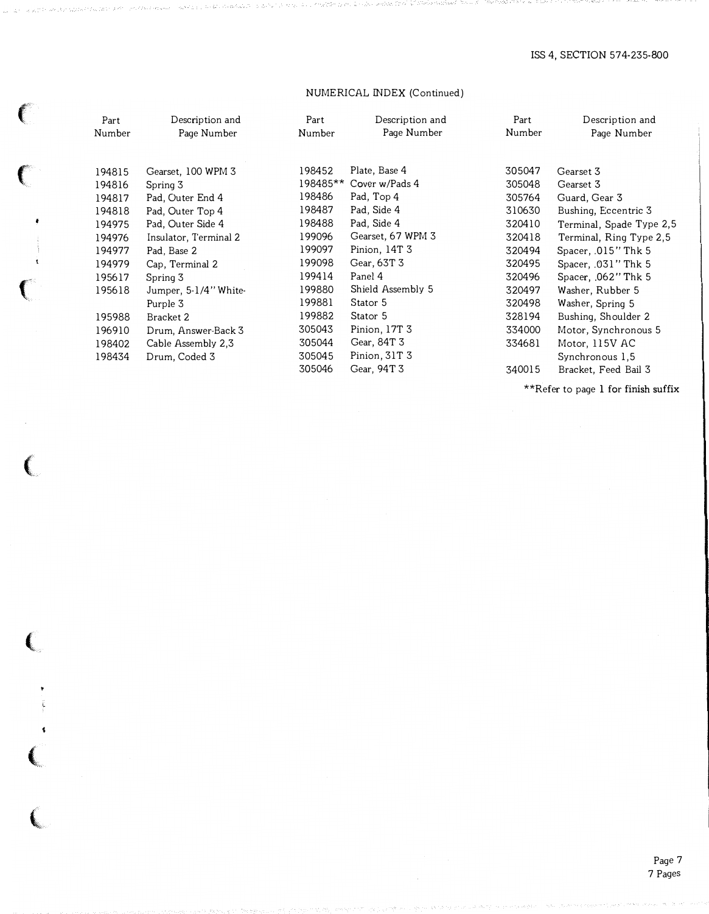NUMERICAL INDEX (Continued)

| Part Number | Description and Page Number | Part Number | Description and Page Number | Part Number | Description and Page Number |
|---|---|---|---|---|---|
| 194815 | Gearset, 100 WPM 3 | 198452 | Plate, Base 4 | 305047 | Gearset 3 |
| 194816 | Spring 3 | 198485** | Cover w/Pads 4 | 305048 | Gearset 3 |
| 194817 | Pad, Outer End 4 | 198486 | Pad, Top 4 | 305764 | Guard, Gear 3 |
| 194818 | Pad, Outer Top 4 | 198487 | Pad, Side 4 | 310630 | Bushing, Eccentric 3 |
| 194975 | Pad, Outer Side 4 | 198488 | Pad, Side 4 | 320410 | Terminal, Spade Type 2,5 |
| 194976 | Insulator, Terminal 2 | 199096 | Gearset, 67 WPM 3 | 320418 | Terminal, Ring Type 2,5 |
| 194977 | Pad, Base 2 | 199097 | Pinion, 14T 3 | 320494 | Spacer, .015" Thk 5 |
| 194979 | Cap, Terminal 2 | 199098 | Gear, 63T 3 | 320495 | Spacer, .031" Thk 5 |
| 195617 | Spring 3 | 199414 | Panel 4 | 320496 | Spacer, .062" Thk 5 |
| 195618 | Jumper, 5-1/4" White-Purple 3 | 199880 | Shield Assembly 5 | 320497 | Washer, Rubber 5 |
| 195988 | Bracket 2 | 199881 | Stator 5 | 320498 | Washer, Spring 5 |
| 196910 | Drum, Answer-Back 3 | 199882 | Stator 5 | 328194 | Bushing, Shoulder 2 |
| 198402 | Cable Assembly 2,3 | 305043 | Pinion, 17T 3 | 334000 | Motor, Synchronous 5 |
| 198434 | Drum, Coded 3 | 305044 | Gear, 84T 3 | 334681 | Motor, 115V AC Synchronous 1,5 |
| | | 305045 | Pinion, 31T 3 | 340015 | Bracket, Feed Bail 3 |
| | | 305046 | Gear, 94T 3 | | |

**Refer to page 1 for finish suffix